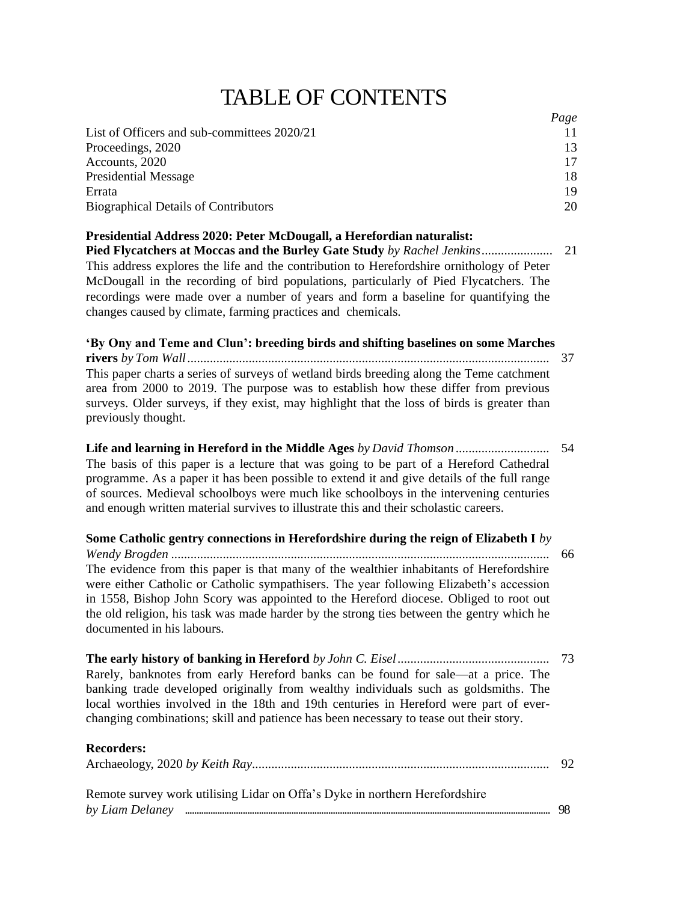# TABLE OF CONTENTS

| | *Page* |
|---|---|
| List of Officers and sub-committees 2020/21 | 11 |
| Proceedings, 2020 | 13 |
| Accounts, 2020 | 17 |
| Presidential Message | 18 |
| Errata | 19 |
| Biographical Details of Contributors | 20 |

**Presidential Address 2020: Peter McDougall, a Herefordian naturalist: Pied Flycatchers at Moccas and the Burley Gate Study** *by Rachel Jenkins*...................... 21

This address explores the life and the contribution to Herefordshire ornithology of Peter McDougall in the recording of bird populations, particularly of Pied Flycatchers. The recordings were made over a number of years and form a baseline for quantifying the changes caused by climate, farming practices and chemicals.

**'By Ony and Teme and Clun': breeding birds and shifting baselines on some Marches rivers** *by Tom Wall*................................................................................................................ 37

This paper charts a series of surveys of wetland birds breeding along the Teme catchment area from 2000 to 2019. The purpose was to establish how these differ from previous surveys. Older surveys, if they exist, may highlight that the loss of birds is greater than previously thought.

**Life and learning in Hereford in the Middle Ages** *by David Thomson*............................. 54

The basis of this paper is a lecture that was going to be part of a Hereford Cathedral programme. As a paper it has been possible to extend it and give details of the full range of sources. Medieval schoolboys were much like schoolboys in the intervening centuries and enough written material survives to illustrate this and their scholastic careers.

**Some Catholic gentry connections in Herefordshire during the reign of Elizabeth I** *by Wendy Brogden* .................................................................................................................... 66

The evidence from this paper is that many of the wealthier inhabitants of Herefordshire were either Catholic or Catholic sympathisers. The year following Elizabeth's accession in 1558, Bishop John Scory was appointed to the Hereford diocese. Obliged to root out the old religion, his task was made harder by the strong ties between the gentry which he documented in his labours.

**The early history of banking in Hereford** *by John C. Eisel*.............................................. 73

Rarely, banknotes from early Hereford banks can be found for sale—at a price. The banking trade developed originally from wealthy individuals such as goldsmiths. The local worthies involved in the 18th and 19th centuries in Hereford were part of ever-changing combinations; skill and patience has been necessary to tease out their story.

**Recorders:**

Archaeology, 2020 *by Keith Ray*........................................................................................... 92

Remote survey work utilising Lidar on Offa's Dyke in northern Herefordshire *by Liam Delaney* ........................................................................................................................ 98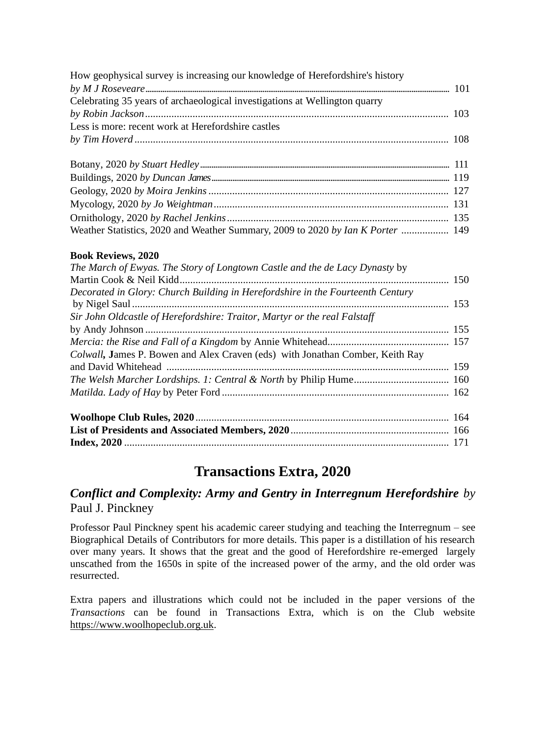How geophysical survey is increasing our knowledge of Herefordshire's history
*by M J Roseveare* ........ 101

Celebrating 35 years of archaeological investigations at Wellington quarry
*by Robin Jackson* ........ 103

Less is more: recent work at Herefordshire castles
*by Tim Hoverd* ........ 108

Botany, 2020 *by Stuart Hedley* ........ 111

Buildings, 2020 *by Duncan James* ........ 119

Geology, 2020 *by Moira Jenkins* ........ 127

Mycology, 2020 *by Jo Weightman* ........ 131

Ornithology, 2020 *by Rachel Jenkins* ........ 135

Weather Statistics, 2020 and Weather Summary, 2009 to 2020 *by Ian K Porter* ........ 149

**Book Reviews, 2020**

*The March of Ewyas. The Story of Longtown Castle and the de Lacy Dynasty* by Martin Cook & Neil Kidd ........ 150

*Decorated in Glory: Church Building in Herefordshire in the Fourteenth Century* by Nigel Saul ........ 153

*Sir John Oldcastle of Herefordshire: Traitor, Martyr or the real Falstaff* by Andy Johnson ........ 155

*Mercia: the Rise and Fall of a Kingdom* by Annie Whitehead ........ 157

*Colwall*, James P. Bowen and Alex Craven (eds) with Jonathan Comber, Keith Ray and David Whitehead ........ 159

*The Welsh Marcher Lordships. 1: Central & North* by Philip Hume ........ 160

*Matilda. Lady of Hay* by Peter Ford ........ 162

**Woolhope Club Rules, 2020** ........ 164

**List of Presidents and Associated Members, 2020** ........ 166

**Index, 2020** ........ 171

# Transactions Extra, 2020

## *Conflict and Complexity: Army and Gentry in Interregnum Herefordshire by* Paul J. Pinckney

Professor Paul Pinckney spent his academic career studying and teaching the Interregnum – see Biographical Details of Contributors for more details. This paper is a distillation of his research over many years. It shows that the great and the good of Herefordshire re-emerged largely unscathed from the 1650s in spite of the increased power of the army, and the old order was resurrected.

Extra papers and illustrations which could not be included in the paper versions of the *Transactions* can be found in Transactions Extra, which is on the Club website https://www.woolhopeclub.org.uk.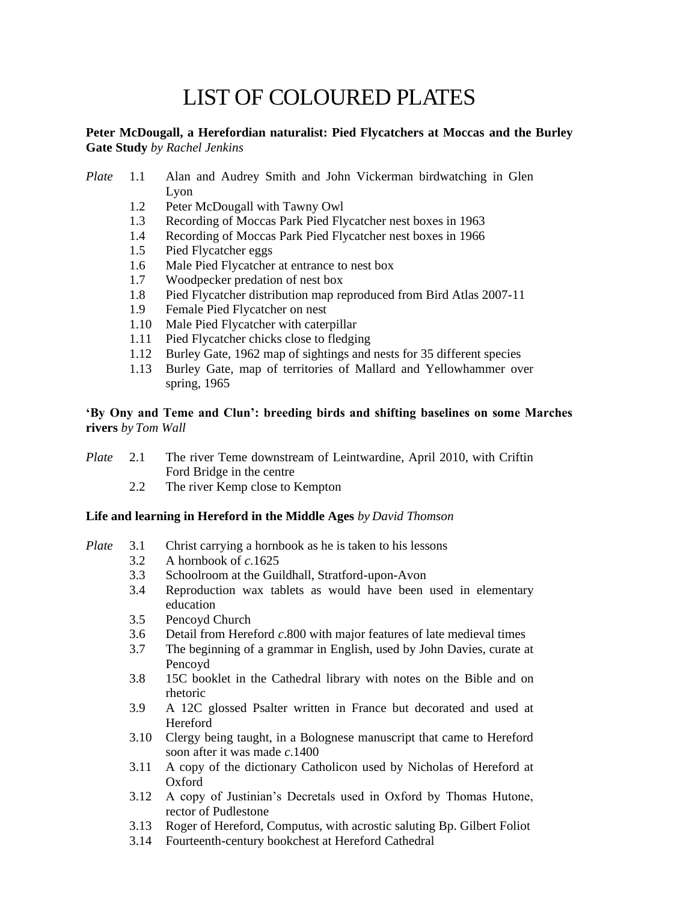# LIST OF COLOURED PLATES

**Peter McDougall, a Herefordian naturalist: Pied Flycatchers at Moccas and the Burley Gate Study** *by Rachel Jenkins*

*Plate* 1.1 Alan and Audrey Smith and John Vickerman birdwatching in Glen Lyon
1.2 Peter McDougall with Tawny Owl
1.3 Recording of Moccas Park Pied Flycatcher nest boxes in 1963
1.4 Recording of Moccas Park Pied Flycatcher nest boxes in 1966
1.5 Pied Flycatcher eggs
1.6 Male Pied Flycatcher at entrance to nest box
1.7 Woodpecker predation of nest box
1.8 Pied Flycatcher distribution map reproduced from Bird Atlas 2007-11
1.9 Female Pied Flycatcher on nest
1.10 Male Pied Flycatcher with caterpillar
1.11 Pied Flycatcher chicks close to fledging
1.12 Burley Gate, 1962 map of sightings and nests for 35 different species
1.13 Burley Gate, map of territories of Mallard and Yellowhammer over spring, 1965

**'By Ony and Teme and Clun': breeding birds and shifting baselines on some Marches rivers** *by Tom Wall*

*Plate* 2.1 The river Teme downstream of Leintwardine, April 2010, with Criftin Ford Bridge in the centre
2.2 The river Kemp close to Kempton

**Life and learning in Hereford in the Middle Ages** *by David Thomson*

*Plate* 3.1 Christ carrying a hornbook as he is taken to his lessons
3.2 A hornbook of *c*.1625
3.3 Schoolroom at the Guildhall, Stratford-upon-Avon
3.4 Reproduction wax tablets as would have been used in elementary education
3.5 Pencoyd Church
3.6 Detail from Hereford *c*.800 with major features of late medieval times
3.7 The beginning of a grammar in English, used by John Davies, curate at Pencoyd
3.8 15C booklet in the Cathedral library with notes on the Bible and on rhetoric
3.9 A 12C glossed Psalter written in France but decorated and used at Hereford
3.10 Clergy being taught, in a Bolognese manuscript that came to Hereford soon after it was made *c*.1400
3.11 A copy of the dictionary Catholicon used by Nicholas of Hereford at Oxford
3.12 A copy of Justinian's Decretals used in Oxford by Thomas Hutone, rector of Pudlestone
3.13 Roger of Hereford, Computus, with acrostic saluting Bp. Gilbert Foliot
3.14 Fourteenth-century bookchest at Hereford Cathedral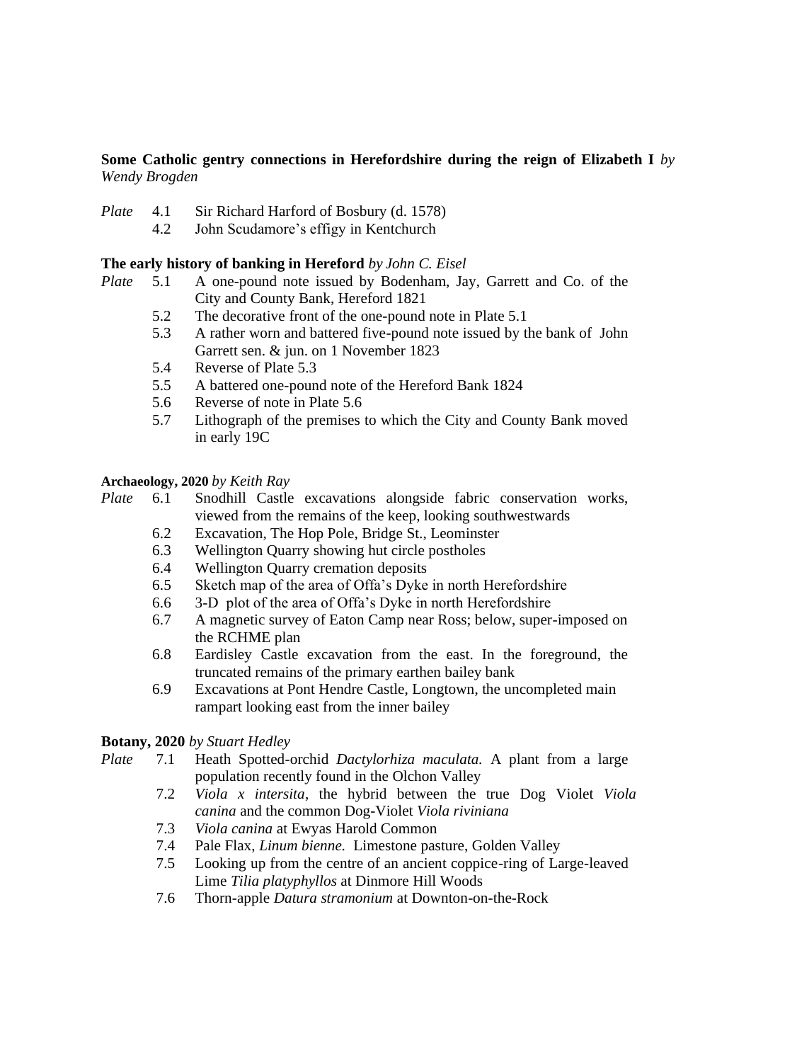**Some Catholic gentry connections in Herefordshire during the reign of Elizabeth I** *by Wendy Brogden*

*Plate* 4.1 Sir Richard Harford of Bosbury (d. 1578)
4.2 John Scudamore's effigy in Kentchurch

**The early history of banking in Hereford** *by John C. Eisel*

*Plate* 5.1 A one-pound note issued by Bodenham, Jay, Garrett and Co. of the City and County Bank, Hereford 1821
5.2 The decorative front of the one-pound note in Plate 5.1
5.3 A rather worn and battered five-pound note issued by the bank of John Garrett sen. & jun. on 1 November 1823
5.4 Reverse of Plate 5.3
5.5 A battered one-pound note of the Hereford Bank 1824
5.6 Reverse of note in Plate 5.6
5.7 Lithograph of the premises to which the City and County Bank moved in early 19C

**Archaeology, 2020** *by Keith Ray*

*Plate* 6.1 Snodhill Castle excavations alongside fabric conservation works, viewed from the remains of the keep, looking southwestwards
6.2 Excavation, The Hop Pole, Bridge St., Leominster
6.3 Wellington Quarry showing hut circle postholes
6.4 Wellington Quarry cremation deposits
6.5 Sketch map of the area of Offa's Dyke in north Herefordshire
6.6 3-D plot of the area of Offa's Dyke in north Herefordshire
6.7 A magnetic survey of Eaton Camp near Ross; below, super-imposed on the RCHME plan
6.8 Eardisley Castle excavation from the east. In the foreground, the truncated remains of the primary earthen bailey bank
6.9 Excavations at Pont Hendre Castle, Longtown, the uncompleted main rampart looking east from the inner bailey

**Botany, 2020** *by Stuart Hedley*

*Plate* 7.1 Heath Spotted-orchid *Dactylorhiza maculata.* A plant from a large population recently found in the Olchon Valley
7.2 *Viola x intersita*, the hybrid between the true Dog Violet *Viola canina* and the common Dog-Violet *Viola riviniana*
7.3 *Viola canina* at Ewyas Harold Common
7.4 Pale Flax, *Linum bienne.* Limestone pasture, Golden Valley
7.5 Looking up from the centre of an ancient coppice-ring of Large-leaved Lime *Tilia platyphyllos* at Dinmore Hill Woods
7.6 Thorn-apple *Datura stramonium* at Downton-on-the-Rock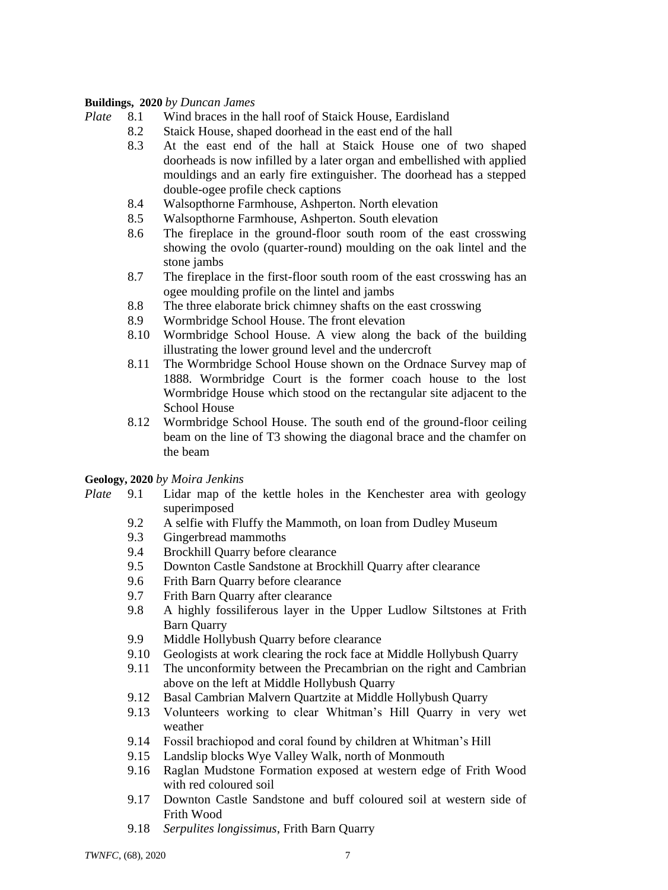**Buildings, 2020** *by Duncan James*

*Plate* 8.1 Wind braces in the hall roof of Staick House, Eardisland

8.2 Staick House, shaped doorhead in the east end of the hall

8.3 At the east end of the hall at Staick House one of two shaped doorheads is now infilled by a later organ and embellished with applied mouldings and an early fire extinguisher. The doorhead has a stepped double-ogee profile check captions

8.4 Walsopthorne Farmhouse, Ashperton. North elevation

8.5 Walsopthorne Farmhouse, Ashperton. South elevation

8.6 The fireplace in the ground-floor south room of the east crosswing showing the ovolo (quarter-round) moulding on the oak lintel and the stone jambs

8.7 The fireplace in the first-floor south room of the east crosswing has an ogee moulding profile on the lintel and jambs

8.8 The three elaborate brick chimney shafts on the east crosswing

8.9 Wormbridge School House. The front elevation

8.10 Wormbridge School House. A view along the back of the building illustrating the lower ground level and the undercroft

8.11 The Wormbridge School House shown on the Ordnace Survey map of 1888. Wormbridge Court is the former coach house to the lost Wormbridge House which stood on the rectangular site adjacent to the School House

8.12 Wormbridge School House. The south end of the ground-floor ceiling beam on the line of T3 showing the diagonal brace and the chamfer on the beam

**Geology, 2020** *by Moira Jenkins*

*Plate* 9.1 Lidar map of the kettle holes in the Kenchester area with geology superimposed

9.2 A selfie with Fluffy the Mammoth, on loan from Dudley Museum

9.3 Gingerbread mammoths

9.4 Brockhill Quarry before clearance

9.5 Downton Castle Sandstone at Brockhill Quarry after clearance

9.6 Frith Barn Quarry before clearance

9.7 Frith Barn Quarry after clearance

9.8 A highly fossiliferous layer in the Upper Ludlow Siltstones at Frith Barn Quarry

9.9 Middle Hollybush Quarry before clearance

9.10 Geologists at work clearing the rock face at Middle Hollybush Quarry

9.11 The unconformity between the Precambrian on the right and Cambrian above on the left at Middle Hollybush Quarry

9.12 Basal Cambrian Malvern Quartzite at Middle Hollybush Quarry

9.13 Volunteers working to clear Whitman's Hill Quarry in very wet weather

9.14 Fossil brachiopod and coral found by children at Whitman's Hill

9.15 Landslip blocks Wye Valley Walk, north of Monmouth

9.16 Raglan Mudstone Formation exposed at western edge of Frith Wood with red coloured soil

9.17 Downton Castle Sandstone and buff coloured soil at western side of Frith Wood

9.18 *Serpulites longissimus*, Frith Barn Quarry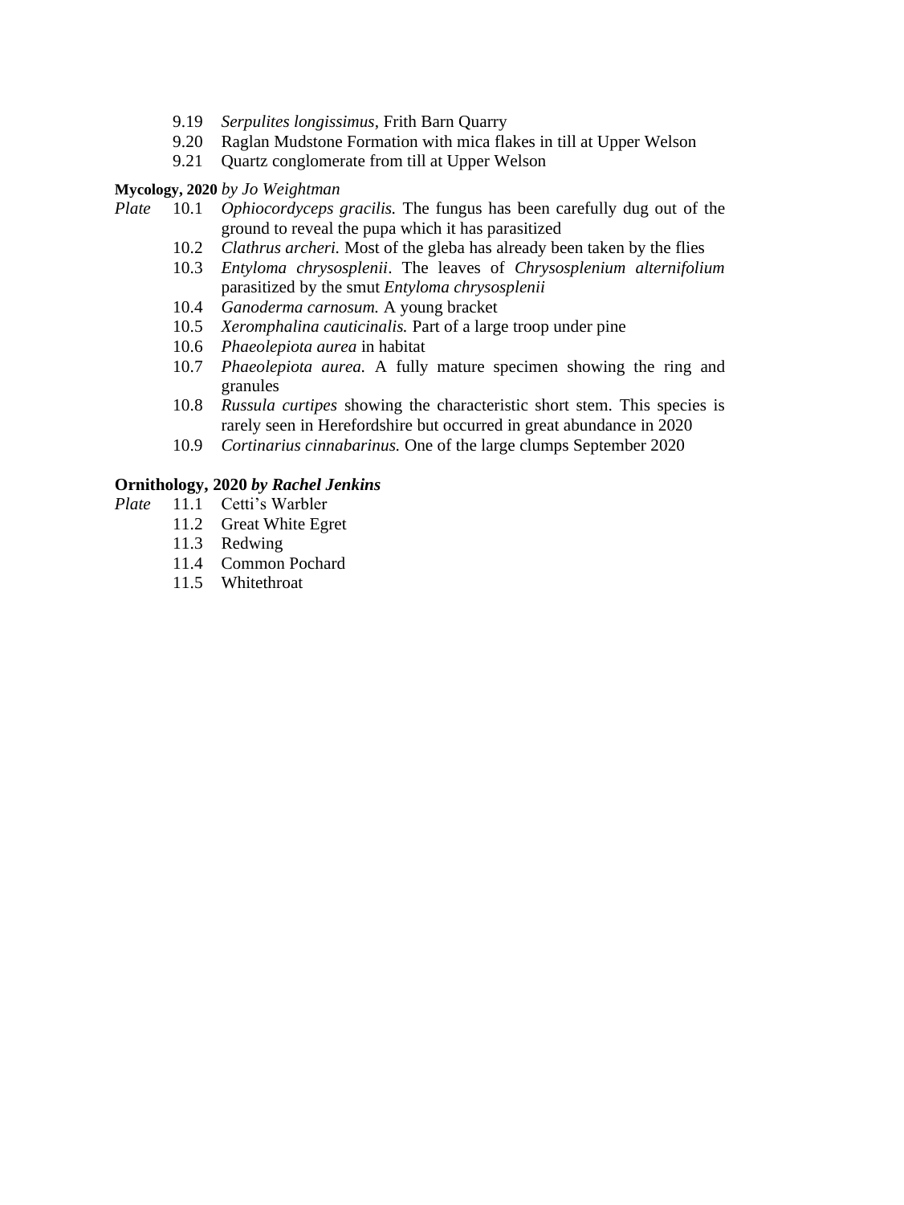9.19 *Serpulites longissimus*, Frith Barn Quarry
9.20 Raglan Mudstone Formation with mica flakes in till at Upper Welson
9.21 Quartz conglomerate from till at Upper Welson

**Mycology, 2020** *by Jo Weightman*

*Plate* 10.1 *Ophiocordyceps gracilis.* The fungus has been carefully dug out of the ground to reveal the pupa which it has parasitized
10.2 *Clathrus archeri.* Most of the gleba has already been taken by the flies
10.3 *Entyloma chrysosplenii*. The leaves of *Chrysosplenium alternifolium* parasitized by the smut *Entyloma chrysosplenii*
10.4 *Ganoderma carnosum.* A young bracket
10.5 *Xeromphalina cauticinalis.* Part of a large troop under pine
10.6 *Phaeolepiota aurea* in habitat
10.7 *Phaeolepiota aurea.* A fully mature specimen showing the ring and granules
10.8 *Russula curtipes* showing the characteristic short stem. This species is rarely seen in Herefordshire but occurred in great abundance in 2020
10.9 *Cortinarius cinnabarinus.* One of the large clumps September 2020

**Ornithology, 2020** ***by Rachel Jenkins***

*Plate* 11.1 Cetti's Warbler
11.2 Great White Egret
11.3 Redwing
11.4 Common Pochard
11.5 Whitethroat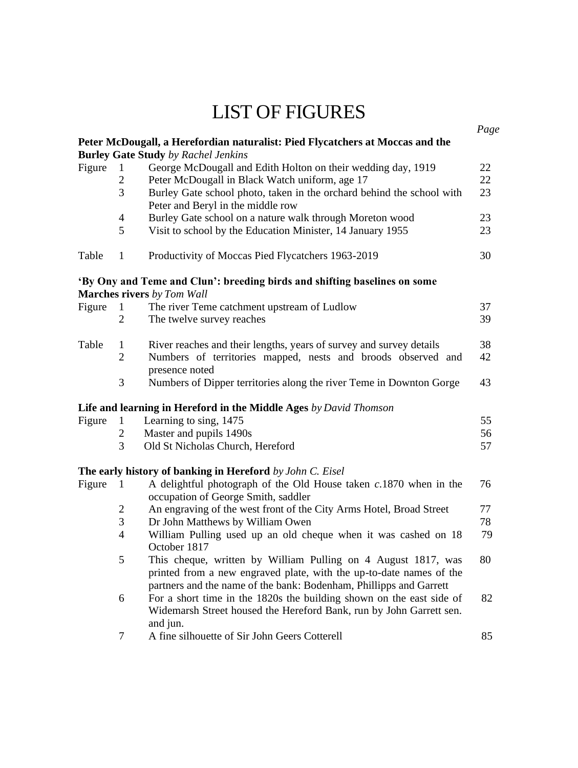# LIST OF FIGURES

| | | | *Page* |
|---|---|---|---|
| **Peter McDougall, a Herefordian naturalist: Pied Flycatchers at Moccas and the Burley Gate Study** *by Rachel Jenkins* | | | |
| Figure | 1 | George McDougall and Edith Holton on their wedding day, 1919 | 22 |
| | 2 | Peter McDougall in Black Watch uniform, age 17 | 22 |
| | 3 | Burley Gate school photo, taken in the orchard behind the school with Peter and Beryl in the middle row | 23 |
| | 4 | Burley Gate school on a nature walk through Moreton wood | 23 |
| | 5 | Visit to school by the Education Minister, 14 January 1955 | 23 |
| Table | 1 | Productivity of Moccas Pied Flycatchers 1963-2019 | 30 |
| **'By Ony and Teme and Clun': breeding birds and shifting baselines on some Marches rivers** *by Tom Wall* | | | |
| Figure | 1 | The river Teme catchment upstream of Ludlow | 37 |
| | 2 | The twelve survey reaches | 39 |
| Table | 1 | River reaches and their lengths, years of survey and survey details | 38 |
| | 2 | Numbers of territories mapped, nests and broods observed and presence noted | 42 |
| | 3 | Numbers of Dipper territories along the river Teme in Downton Gorge | 43 |
| **Life and learning in Hereford in the Middle Ages** *by David Thomson* | | | |
| Figure | 1 | Learning to sing, 1475 | 55 |
| | 2 | Master and pupils 1490s | 56 |
| | 3 | Old St Nicholas Church, Hereford | 57 |
| **The early history of banking in Hereford** *by John C. Eisel* | | | |
| Figure | 1 | A delightful photograph of the Old House taken *c.*1870 when in the occupation of George Smith, saddler | 76 |
| | 2 | An engraving of the west front of the City Arms Hotel, Broad Street | 77 |
| | 3 | Dr John Matthews by William Owen | 78 |
| | 4 | William Pulling used up an old cheque when it was cashed on 18 October 1817 | 79 |
| | 5 | This cheque, written by William Pulling on 4 August 1817, was printed from a new engraved plate, with the up-to-date names of the partners and the name of the bank: Bodenham, Phillipps and Garrett | 80 |
| | 6 | For a short time in the 1820s the building shown on the east side of Widemarsh Street housed the Hereford Bank, run by John Garrett sen. and jun. | 82 |
| | 7 | A fine silhouette of Sir John Geers Cotterell | 85 |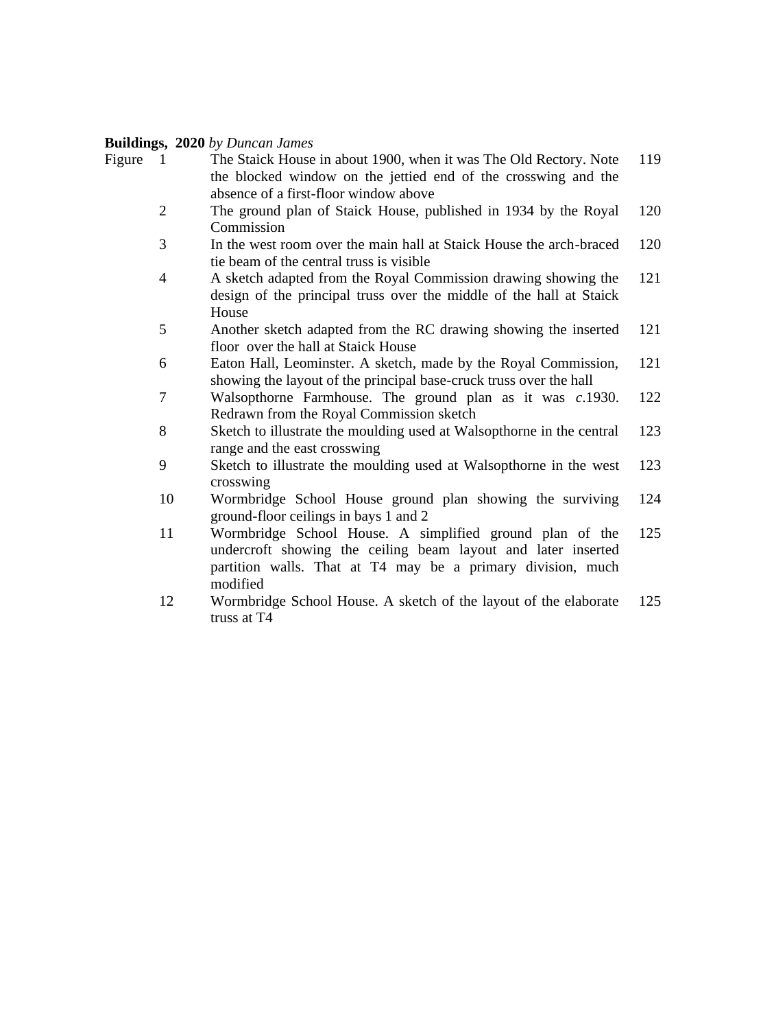**Buildings, 2020** *by Duncan James*

| | | | |
|---|---|---|---|
| Figure | 1 | The Staick House in about 1900, when it was The Old Rectory. Note the blocked window on the jettied end of the crosswing and the absence of a first-floor window above | 119 |
| | 2 | The ground plan of Staick House, published in 1934 by the Royal Commission | 120 |
| | 3 | In the west room over the main hall at Staick House the arch-braced tie beam of the central truss is visible | 120 |
| | 4 | A sketch adapted from the Royal Commission drawing showing the design of the principal truss over the middle of the hall at Staick House | 121 |
| | 5 | Another sketch adapted from the RC drawing showing the inserted floor over the hall at Staick House | 121 |
| | 6 | Eaton Hall, Leominster. A sketch, made by the Royal Commission, showing the layout of the principal base-cruck truss over the hall | 121 |
| | 7 | Walsopthorne Farmhouse. The ground plan as it was *c*.1930. Redrawn from the Royal Commission sketch | 122 |
| | 8 | Sketch to illustrate the moulding used at Walsopthorne in the central range and the east crosswing | 123 |
| | 9 | Sketch to illustrate the moulding used at Walsopthorne in the west crosswing | 123 |
| | 10 | Wormbridge School House ground plan showing the surviving ground-floor ceilings in bays 1 and 2 | 124 |
| | 11 | Wormbridge School House. A simplified ground plan of the undercroft showing the ceiling beam layout and later inserted partition walls. That at T4 may be a primary division, much modified | 125 |
| | 12 | Wormbridge School House. A sketch of the layout of the elaborate truss at T4 | 125 |